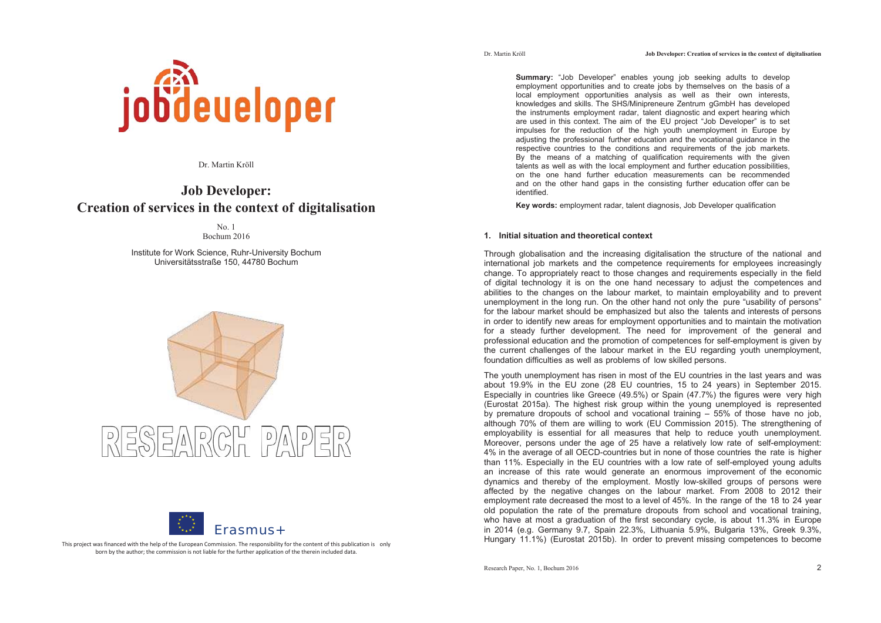jobdeveloper

Dr. Martin Kröll

# Job Developer: Creation of services in the context of digitalisation

No. 1
Bochum 2016

Institute for Work Science, Ruhr-University Bochum
Universitätsstraße 150, 44780 Bochum

RESEARCH PAPER

Erasmus+

This project was financed with the help of the European Commission. The responsibility for the content of this publication is only born by the author; the commission is not liable for the further application of the therein included data.

**Summary:** "Job Developer" enables young job seeking adults to develop employment opportunities and to create jobs by themselves on the basis of a local employment opportunities analysis as well as their own interests, knowledges and skills. The SHS/Minipreneure Zentrum gGmbH has developed the instruments employment radar, talent diagnostic and expert hearing which are used in this context. The aim of the EU project "Job Developer" is to set impulses for the reduction of the high youth unemployment in Europe by adjusting the professional further education and the vocational guidance in the respective countries to the conditions and requirements of the job markets. By the means of a matching of qualification requirements with the given talents as well as with the local employment and further education possibilities, on the one hand further education measurements can be recommended and on the other hand gaps in the consisting further education offer can be identified.

**Key words:** employment radar, talent diagnosis, Job Developer qualification

## 1. Initial situation and theoretical context

Through globalisation and the increasing digitalisation the structure of the national and international job markets and the competence requirements for employees increasingly change. To appropriately react to those changes and requirements especially in the field of digital technology it is on the one hand necessary to adjust the competences and abilities to the changes on the labour market, to maintain employability and to prevent unemployment in the long run. On the other hand not only the pure "usability of persons" for the labour market should be emphasized but also the talents and interests of persons in order to identify new areas for employment opportunities and to maintain the motivation for a steady further development. The need for improvement of the general and professional education and the promotion of competences for self-employment is given by the current challenges of the labour market in the EU regarding youth unemployment, foundation difficulties as well as problems of low skilled persons.

The youth unemployment has risen in most of the EU countries in the last years and was about 19.9% in the EU zone (28 EU countries, 15 to 24 years) in September 2015. Especially in countries like Greece (49.5%) or Spain (47.7%) the figures were very high (Eurostat 2015a). The highest risk group within the young unemployed is represented by premature dropouts of school and vocational training – 55% of those have no job, although 70% of them are willing to work (EU Commission 2015). The strengthening of employability is essential for all measures that help to reduce youth unemployment. Moreover, persons under the age of 25 have a relatively low rate of self-employment: 4% in the average of all OECD-countries but in none of those countries the rate is higher than 11%. Especially in the EU countries with a low rate of self-employed young adults an increase of this rate would generate an enormous improvement of the economic dynamics and thereby of the employment. Mostly low-skilled groups of persons were affected by the negative changes on the labour market. From 2008 to 2012 their employment rate decreased the most to a level of 45%. In the range of the 18 to 24 year old population the rate of the premature dropouts from school and vocational training, who have at most a graduation of the first secondary cycle, is about 11.3% in Europe in 2014 (e.g. Germany 9.7, Spain 22.3%, Lithuania 5.9%, Bulgaria 13%, Greek 9.3%, Hungary 11.1%) (Eurostat 2015b). In order to prevent missing competences to become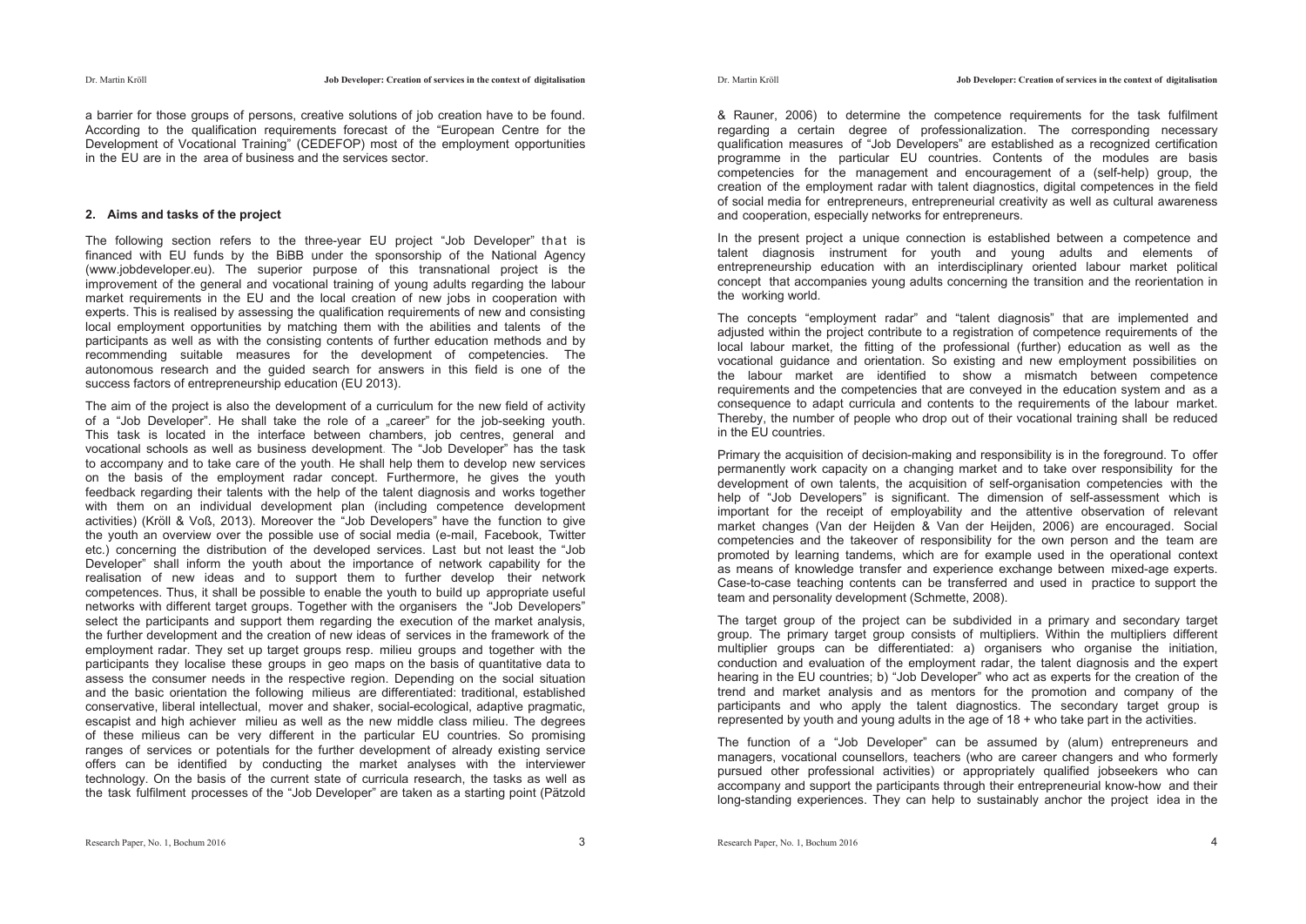a barrier for those groups of persons, creative solutions of job creation have to be found. According to the qualification requirements forecast of the "European Centre for the Development of Vocational Training" (CEDEFOP) most of the employment opportunities in the EU are in the area of business and the services sector.

## 2. Aims and tasks of the project

The following section refers to the three-year EU project "Job Developer" that is financed with EU funds by the BiBB under the sponsorship of the National Agency (www.jobdeveloper.eu). The superior purpose of this transnational project is the improvement of the general and vocational training of young adults regarding the labour market requirements in the EU and the local creation of new jobs in cooperation with experts. This is realised by assessing the qualification requirements of new and consisting local employment opportunities by matching them with the abilities and talents of the participants as well as with the consisting contents of further education methods and by recommending suitable measures for the development of competencies. The autonomous research and the guided search for answers in this field is one of the success factors of entrepreneurship education (EU 2013).

The aim of the project is also the development of a curriculum for the new field of activity of a "Job Developer". He shall take the role of a „career" for the job-seeking youth. This task is located in the interface between chambers, job centres, general and vocational schools as well as business development. The "Job Developer" has the task to accompany and to take care of the youth. He shall help them to develop new services on the basis of the employment radar concept. Furthermore, he gives the youth feedback regarding their talents with the help of the talent diagnosis and works together with them on an individual development plan (including competence development activities) (Kröll & Voß, 2013). Moreover the "Job Developers" have the function to give the youth an overview over the possible use of social media (e-mail, Facebook, Twitter etc.) concerning the distribution of the developed services. Last but not least the "Job Developer" shall inform the youth about the importance of network capability for the realisation of new ideas and to support them to further develop their network competences. Thus, it shall be possible to enable the youth to build up appropriate useful networks with different target groups. Together with the organisers the "Job Developers" select the participants and support them regarding the execution of the market analysis, the further development and the creation of new ideas of services in the framework of the employment radar. They set up target groups resp. milieu groups and together with the participants they localise these groups in geo maps on the basis of quantitative data to assess the consumer needs in the respective region. Depending on the social situation and the basic orientation the following milieus are differentiated: traditional, established conservative, liberal intellectual, mover and shaker, social-ecological, adaptive pragmatic, escapist and high achiever milieu as well as the new middle class milieu. The degrees of these milieus can be very different in the particular EU countries. So promising ranges of services or potentials for the further development of already existing service offers can be identified by conducting the market analyses with the interviewer technology. On the basis of the current state of curricula research, the tasks as well as the task fulfilment processes of the "Job Developer" are taken as a starting point (Pätzold & Rauner, 2006) to determine the competence requirements for the task fulfilment regarding a certain degree of professionalization. The corresponding necessary qualification measures of "Job Developers" are established as a recognized certification programme in the particular EU countries. Contents of the modules are basis competencies for the management and encouragement of a (self-help) group, the creation of the employment radar with talent diagnostics, digital competences in the field of social media for entrepreneurs, entrepreneurial creativity as well as cultural awareness and cooperation, especially networks for entrepreneurs.

In the present project a unique connection is established between a competence and talent diagnosis instrument for youth and young adults and elements of entrepreneurship education with an interdisciplinary oriented labour market political concept that accompanies young adults concerning the transition and the reorientation in the working world.

The concepts "employment radar" and "talent diagnosis" that are implemented and adjusted within the project contribute to a registration of competence requirements of the local labour market, the fitting of the professional (further) education as well as the vocational guidance and orientation. So existing and new employment possibilities on the labour market are identified to show a mismatch between competence requirements and the competencies that are conveyed in the education system and as a consequence to adapt curricula and contents to the requirements of the labour market. Thereby, the number of people who drop out of their vocational training shall be reduced in the EU countries.

Primary the acquisition of decision-making and responsibility is in the foreground. To offer permanently work capacity on a changing market and to take over responsibility for the development of own talents, the acquisition of self-organisation competencies with the help of "Job Developers" is significant. The dimension of self-assessment which is important for the receipt of employability and the attentive observation of relevant market changes (Van der Heijden & Van der Heijden, 2006) are encouraged. Social competencies and the takeover of responsibility for the own person and the team are promoted by learning tandems, which are for example used in the operational context as means of knowledge transfer and experience exchange between mixed-age experts. Case-to-case teaching contents can be transferred and used in practice to support the team and personality development (Schmette, 2008).

The target group of the project can be subdivided in a primary and secondary target group. The primary target group consists of multipliers. Within the multipliers different multiplier groups can be differentiated: a) organisers who organise the initiation, conduction and evaluation of the employment radar, the talent diagnosis and the expert hearing in the EU countries; b) "Job Developer" who act as experts for the creation of the trend and market analysis and as mentors for the promotion and company of the participants and who apply the talent diagnostics. The secondary target group is represented by youth and young adults in the age of 18 + who take part in the activities.

The function of a "Job Developer" can be assumed by (alum) entrepreneurs and managers, vocational counsellors, teachers (who are career changers and who formerly pursued other professional activities) or appropriately qualified jobseekers who can accompany and support the participants through their entrepreneurial know-how and their long-standing experiences. They can help to sustainably anchor the project idea in the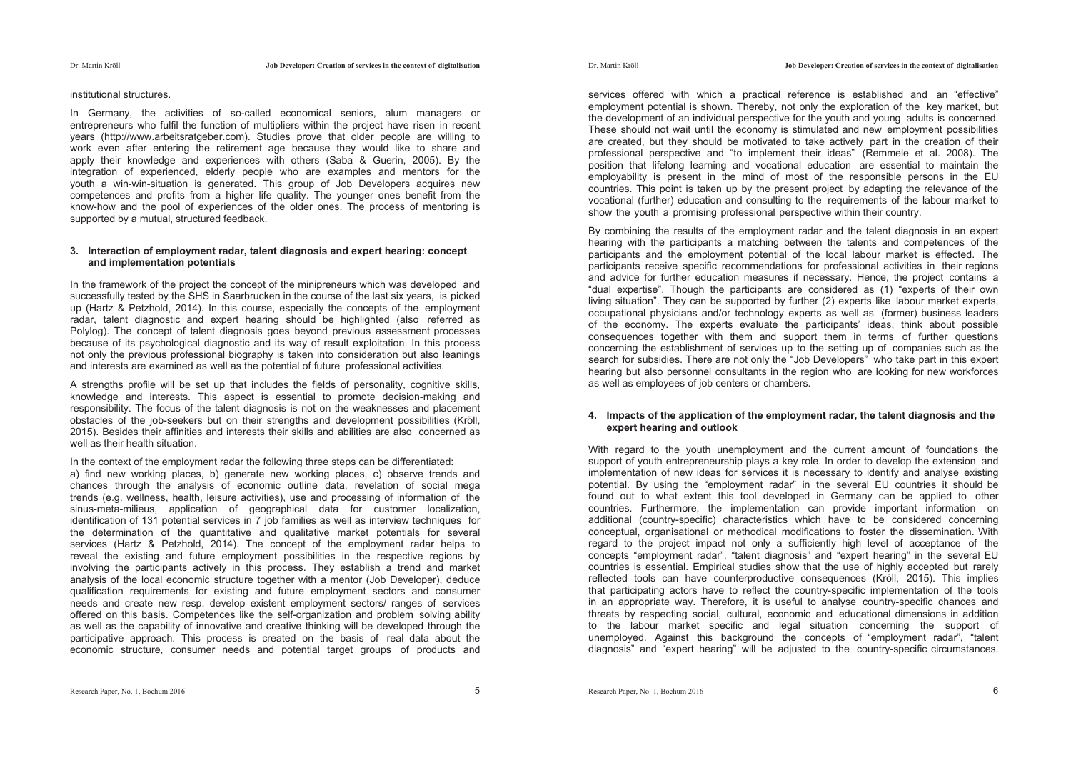institutional structures.

In Germany, the activities of so-called economical seniors, alum managers or entrepreneurs who fulfil the function of multipliers within the project have risen in recent years (http://www.arbeitsratgeber.com). Studies prove that older people are willing to work even after entering the retirement age because they would like to share and apply their knowledge and experiences with others (Saba & Guerin, 2005). By the integration of experienced, elderly people who are examples and mentors for the youth a win-win-situation is generated. This group of Job Developers acquires new competences and profits from a higher life quality. The younger ones benefit from the know-how and the pool of experiences of the older ones. The process of mentoring is supported by a mutual, structured feedback.

## 3. Interaction of employment radar, talent diagnosis and expert hearing: concept and implementation potentials

In the framework of the project the concept of the minipreneurs which was developed and successfully tested by the SHS in Saarbrucken in the course of the last six years, is picked up (Hartz & Petzhold, 2014). In this course, especially the concepts of the employment radar, talent diagnostic and expert hearing should be highlighted (also referred as Polylog). The concept of talent diagnosis goes beyond previous assessment processes because of its psychological diagnostic and its way of result exploitation. In this process not only the previous professional biography is taken into consideration but also leanings and interests are examined as well as the potential of future professional activities.

A strengths profile will be set up that includes the fields of personality, cognitive skills, knowledge and interests. This aspect is essential to promote decision-making and responsibility. The focus of the talent diagnosis is not on the weaknesses and placement obstacles of the job-seekers but on their strengths and development possibilities (Kröll, 2015). Besides their affinities and interests their skills and abilities are also concerned as well as their health situation.

In the context of the employment radar the following three steps can be differentiated:

a) find new working places, b) generate new working places, c) observe trends and chances through the analysis of economic outline data, revelation of social mega trends (e.g. wellness, health, leisure activities), use and processing of information of the sinus-meta-milieus, application of geographical data for customer localization, identification of 131 potential services in 7 job families as well as interview techniques for the determination of the quantitative and qualitative market potentials for several services (Hartz & Petzhold, 2014). The concept of the employment radar helps to reveal the existing and future employment possibilities in the respective regions by involving the participants actively in this process. They establish a trend and market analysis of the local economic structure together with a mentor (Job Developer), deduce qualification requirements for existing and future employment sectors and consumer needs and create new resp. develop existent employment sectors/ ranges of services offered on this basis. Competences like the self-organization and problem solving ability as well as the capability of innovative and creative thinking will be developed through the participative approach. This process is created on the basis of real data about the economic structure, consumer needs and potential target groups of products and services offered with which a practical reference is established and an "effective" employment potential is shown. Thereby, not only the exploration of the key market, but the development of an individual perspective for the youth and young adults is concerned. These should not wait until the economy is stimulated and new employment possibilities are created, but they should be motivated to take actively part in the creation of their professional perspective and "to implement their ideas" (Remmele et al. 2008). The position that lifelong learning and vocational education are essential to maintain the employability is present in the mind of most of the responsible persons in the EU countries. This point is taken up by the present project by adapting the relevance of the vocational (further) education and consulting to the requirements of the labour market to show the youth a promising professional perspective within their country.

By combining the results of the employment radar and the talent diagnosis in an expert hearing with the participants a matching between the talents and competences of the participants and the employment potential of the local labour market is effected. The participants receive specific recommendations for professional activities in their regions and advice for further education measures if necessary. Hence, the project contains a "dual expertise". Though the participants are considered as (1) "experts of their own living situation". They can be supported by further (2) experts like labour market experts, occupational physicians and/or technology experts as well as (former) business leaders of the economy. The experts evaluate the participants' ideas, think about possible consequences together with them and support them in terms of further questions concerning the establishment of services up to the setting up of companies such as the search for subsidies. There are not only the "Job Developers" who take part in this expert hearing but also personnel consultants in the region who are looking for new workforces as well as employees of job centers or chambers.

## 4. Impacts of the application of the employment radar, the talent diagnosis and the expert hearing and outlook

With regard to the youth unemployment and the current amount of foundations the support of youth entrepreneurship plays a key role. In order to develop the extension and implementation of new ideas for services it is necessary to identify and analyse existing potential. By using the "employment radar" in the several EU countries it should be found out to what extent this tool developed in Germany can be applied to other countries. Furthermore, the implementation can provide important information on additional (country-specific) characteristics which have to be considered concerning conceptual, organisational or methodical modifications to foster the dissemination. With regard to the project impact not only a sufficiently high level of acceptance of the concepts "employment radar", "talent diagnosis" and "expert hearing" in the several EU countries is essential. Empirical studies show that the use of highly accepted but rarely reflected tools can have counterproductive consequences (Kröll, 2015). This implies that participating actors have to reflect the country-specific implementation of the tools in an appropriate way. Therefore, it is useful to analyse country-specific chances and threats by respecting social, cultural, economic and educational dimensions in addition to the labour market specific and legal situation concerning the support of unemployed. Against this background the concepts of "employment radar", "talent diagnosis" and "expert hearing" will be adjusted to the country-specific circumstances.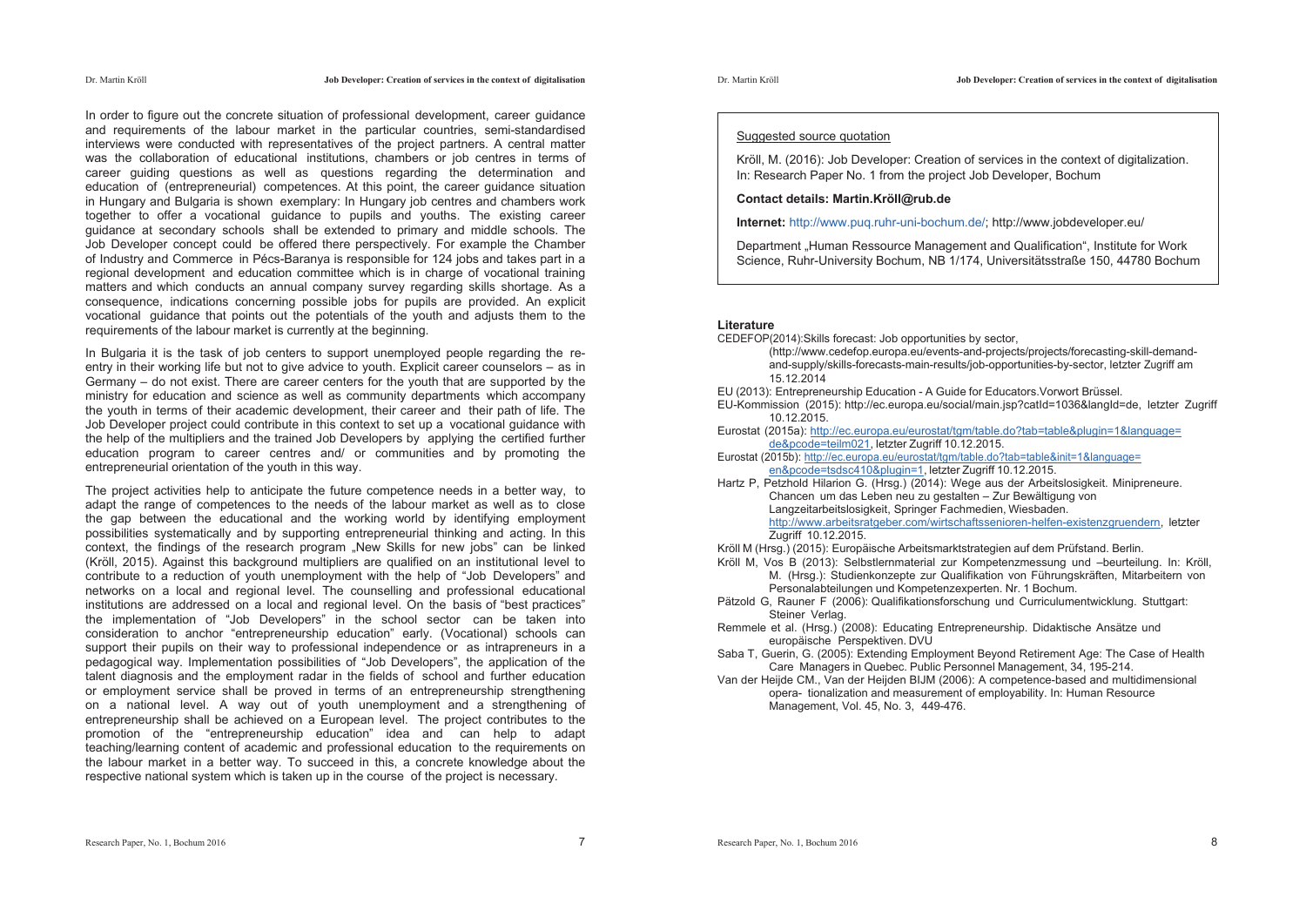In order to figure out the concrete situation of professional development, career guidance and requirements of the labour market in the particular countries, semi-standardised interviews were conducted with representatives of the project partners. A central matter was the collaboration of educational institutions, chambers or job centres in terms of career guiding questions as well as questions regarding the determination and education of (entrepreneurial) competences. At this point, the career guidance situation in Hungary and Bulgaria is shown exemplary: In Hungary job centres and chambers work together to offer a vocational guidance to pupils and youths. The existing career guidance at secondary schools shall be extended to primary and middle schools. The Job Developer concept could be offered there perspectively. For example the Chamber of Industry and Commerce in Pécs-Baranya is responsible for 124 jobs and takes part in a regional development and education committee which is in charge of vocational training matters and which conducts an annual company survey regarding skills shortage. As a consequence, indications concerning possible jobs for pupils are provided. An explicit vocational guidance that points out the potentials of the youth and adjusts them to the requirements of the labour market is currently at the beginning.

In Bulgaria it is the task of job centers to support unemployed people regarding the re-entry in their working life but not to give advice to youth. Explicit career counselors – as in Germany – do not exist. There are career centers for the youth that are supported by the ministry for education and science as well as community departments which accompany the youth in terms of their academic development, their career and their path of life. The Job Developer project could contribute in this context to set up a vocational guidance with the help of the multipliers and the trained Job Developers by applying the certified further education program to career centres and/ or communities and by promoting the entrepreneurial orientation of the youth in this way.

The project activities help to anticipate the future competence needs in a better way, to adapt the range of competences to the needs of the labour market as well as to close the gap between the educational and the working world by identifying employment possibilities systematically and by supporting entrepreneurial thinking and acting. In this context, the findings of the research program „New Skills for new jobs" can be linked (Kröll, 2015). Against this background multipliers are qualified on an institutional level to contribute to a reduction of youth unemployment with the help of "Job Developers" and networks on a local and regional level. The counselling and professional educational institutions are addressed on a local and regional level. On the basis of "best practices" the implementation of "Job Developers" in the school sector can be taken into consideration to anchor "entrepreneurship education" early. (Vocational) schools can support their pupils on their way to professional independence or as intrapreneurs in a pedagogical way. Implementation possibilities of "Job Developers", the application of the talent diagnosis and the employment radar in the fields of school and further education or employment service shall be proved in terms of an entrepreneurship strengthening on a national level. A way out of youth unemployment and a strengthening of entrepreneurship shall be achieved on a European level. The project contributes to the promotion of the "entrepreneurship education" idea and can help to adapt teaching/learning content of academic and professional education to the requirements on the labour market in a better way. To succeed in this, a concrete knowledge about the respective national system which is taken up in the course of the project is necessary.

Suggested source quotation

Kröll, M. (2016): Job Developer: Creation of services in the context of digitalization. In: Research Paper No. 1 from the project Job Developer, Bochum

**Contact details: Martin.Kröll@rub.de**

**Internet:** http://www.puq.ruhr-uni-bochum.de/; http://www.jobdeveloper.eu/

Department „Human Ressource Management and Qualification", Institute for Work Science, Ruhr-University Bochum, NB 1/174, Universitätsstraße 150, 44780 Bochum

**Literature**

CEDEFOP(2014):Skills forecast: Job opportunities by sector, (http://www.cedefop.europa.eu/events-and-projects/projects/forecasting-skill-demand-and-supply/skills-forecasts-main-results/job-opportunities-by-sector, letzter Zugriff am 15.12.2014

EU (2013): Entrepreneurship Education - A Guide for Educators.Vorwort Brüssel.

EU-Kommission (2015): http://ec.europa.eu/social/main.jsp?catId=1036&langId=de, letzter Zugriff 10.12.2015.

Eurostat (2015a): http://ec.europa.eu/eurostat/tgm/table.do?tab=table&plugin=1&language=de&pcode=teilm021, letzter Zugriff 10.12.2015.

Eurostat (2015b): http://ec.europa.eu/eurostat/tgm/table.do?tab=table&init=1&language=en&pcode=tsdsc410&plugin=1, letzter Zugriff 10.12.2015.

Hartz P, Petzhold Hilarion G. (Hrsg.) (2014): Wege aus der Arbeitslosigkeit. Minipreneure. Chancen um das Leben neu zu gestalten – Zur Bewältigung von Langzeitarbeitslosigkeit, Springer Fachmedien, Wiesbaden. http://www.arbeitsratgeber.com/wirtschaftssenioren-helfen-existenzgruendern, letzter Zugriff 10.12.2015.

Kröll M (Hrsg.) (2015): Europäische Arbeitsmarktstrategien auf dem Prüfstand. Berlin.

Kröll M, Vos B (2013): Selbstlernmaterial zur Kompetenzmessung und –beurteilung. In: Kröll, M. (Hrsg.): Studienkonzepte zur Qualifikation von Führungskräften, Mitarbeitern von Personalabteilungen und Kompetenzexperten. Nr. 1 Bochum.

Pätzold G, Rauner F (2006): Qualifikationsforschung und Curriculumentwicklung. Stuttgart: Steiner Verlag.

Remmele et al. (Hrsg.) (2008): Educating Entrepreneurship. Didaktische Ansätze und europäische Perspektiven. DVU

Saba T, Guerin, G. (2005): Extending Employment Beyond Retirement Age: The Case of Health Care Managers in Quebec. Public Personnel Management, 34, 195-214.

Van der Heijde CM., Van der Heijden BIJM (2006): A competence-based and multidimensional opera- tionalization and measurement of employability. In: Human Resource Management, Vol. 45, No. 3, 449-476.